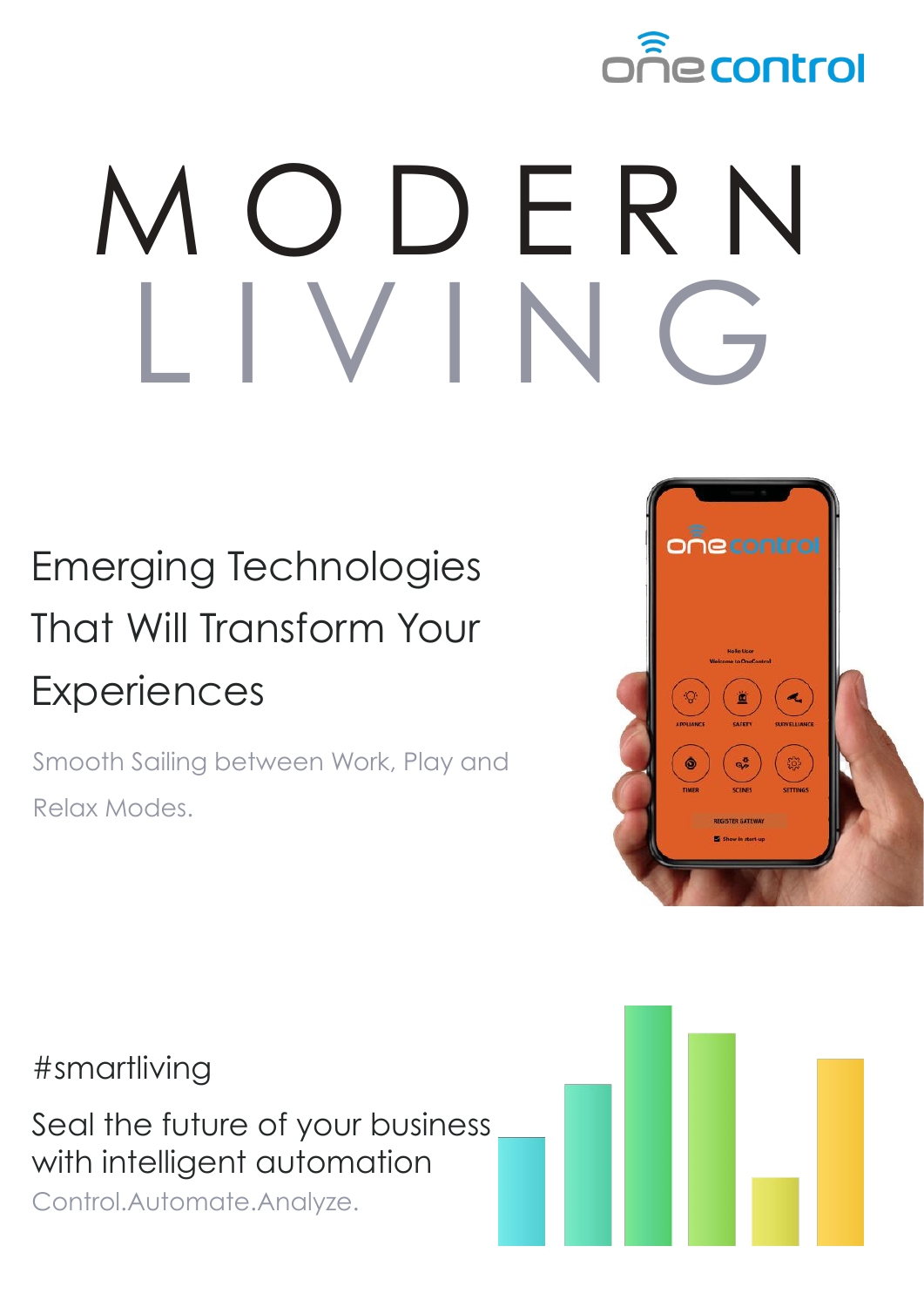onecontrol

# MODERN LIVING

## Emerging Technologies That Will Transform Your Experiences

Smooth Sailing between Work, Play and Relax Modes.

#smartliving

Seal the future of your business with intelligent automation

Control.Automate.Analyze.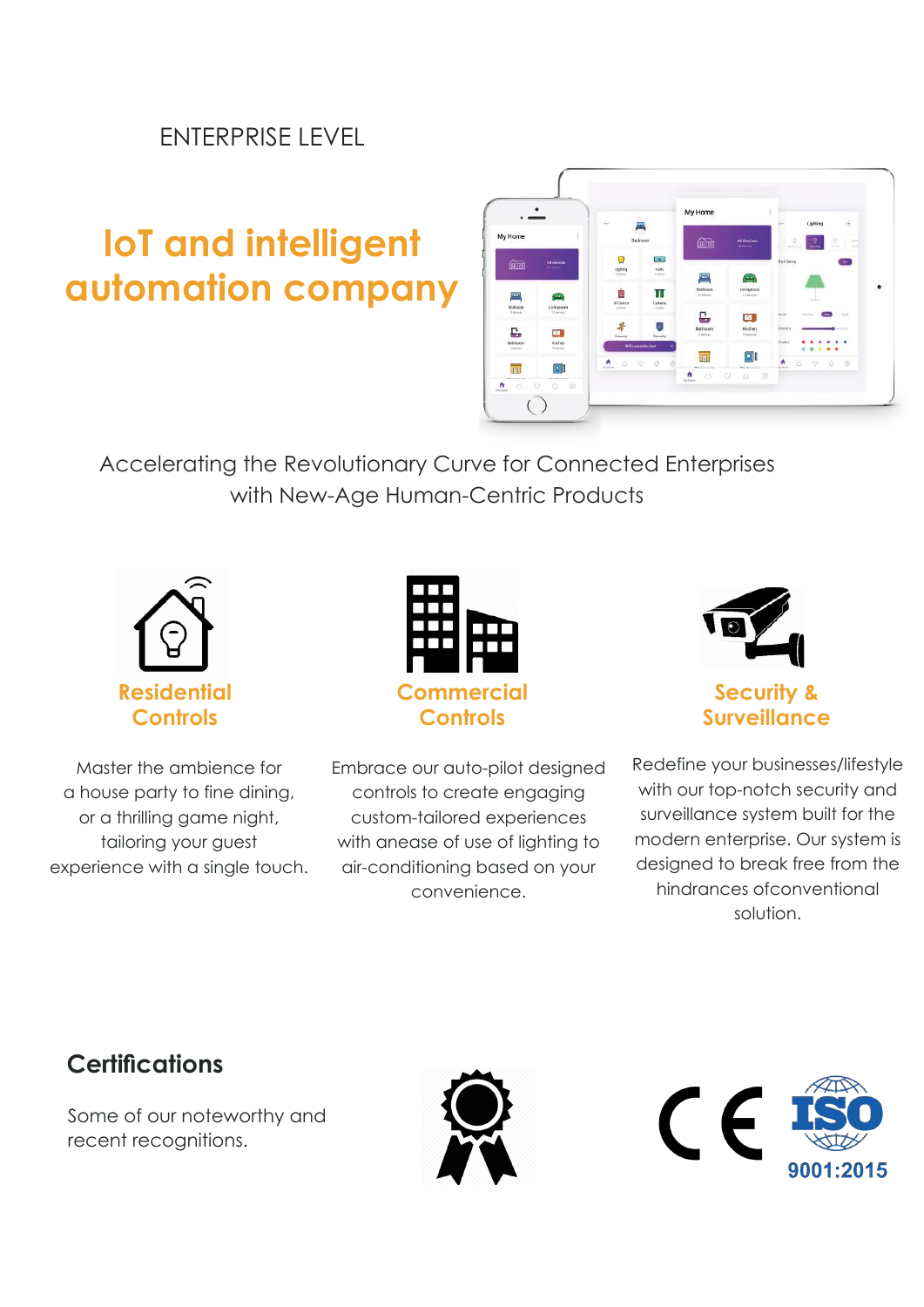ENTERPRISE LEVEL

# IoT and intelligent automation company

Accelerating the Revolutionary Curve for Connected Enterprises with New-Age Human-Centric Products

### Residential Controls

Master the ambience for a house party to fine dining, or a thrilling game night, tailoring your guest experience with a single touch.

### Commercial Controls

Embrace our auto-pilot designed controls to create engaging custom-tailored experiences with anease of use of lighting to air-conditioning based on your convenience.

### Security & Surveillance

Redefine your businesses/lifestyle with our top-notch security and surveillance system built for the modern enterprise. Our system is designed to break free from the hindrances ofconventional solution.

## Certifications

Some of our noteworthy and recent recognitions.

CE

ISO 9001:2015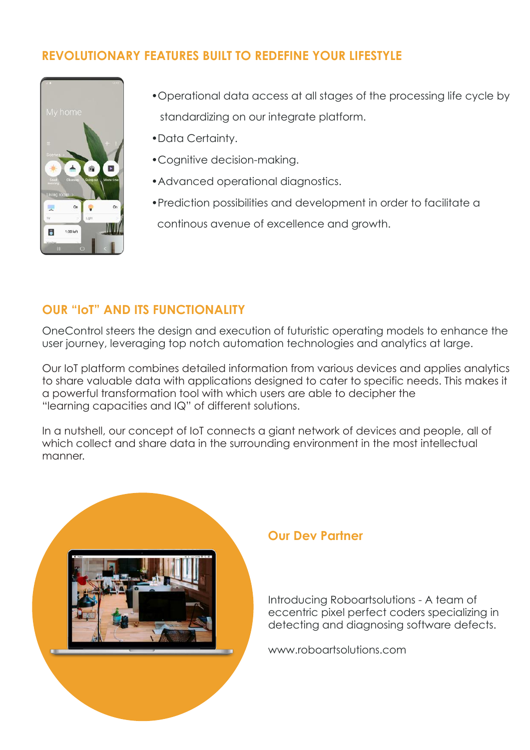## REVOLUTIONARY FEATURES BUILT TO REDEFINE YOUR LIFESTYLE

- Operational data access at all stages of the processing life cycle by standardizing on our integrate platform.
- Data Certainty.
- Cognitive decision-making.
- Advanced operational diagnostics.
- Prediction possibilities and development in order to facilitate a continous avenue of excellence and growth.

## OUR “IoT” AND ITS FUNCTIONALITY

OneControl steers the design and execution of futuristic operating models to enhance the user journey, leveraging top notch automation technologies and analytics at large.

Our IoT platform combines detailed information from various devices and applies analytics to share valuable data with applications designed to cater to specific needs. This makes it a powerful transformation tool with which users are able to decipher the “learning capacities and IQ” of different solutions.

In a nutshell, our concept of IoT connects a giant network of devices and people, all of which collect and share data in the surrounding environment in the most intellectual manner.

## Our Dev Partner

Introducing Roboartsolutions - A team of eccentric pixel perfect coders specializing in detecting and diagnosing software defects.

www.roboartsolutions.com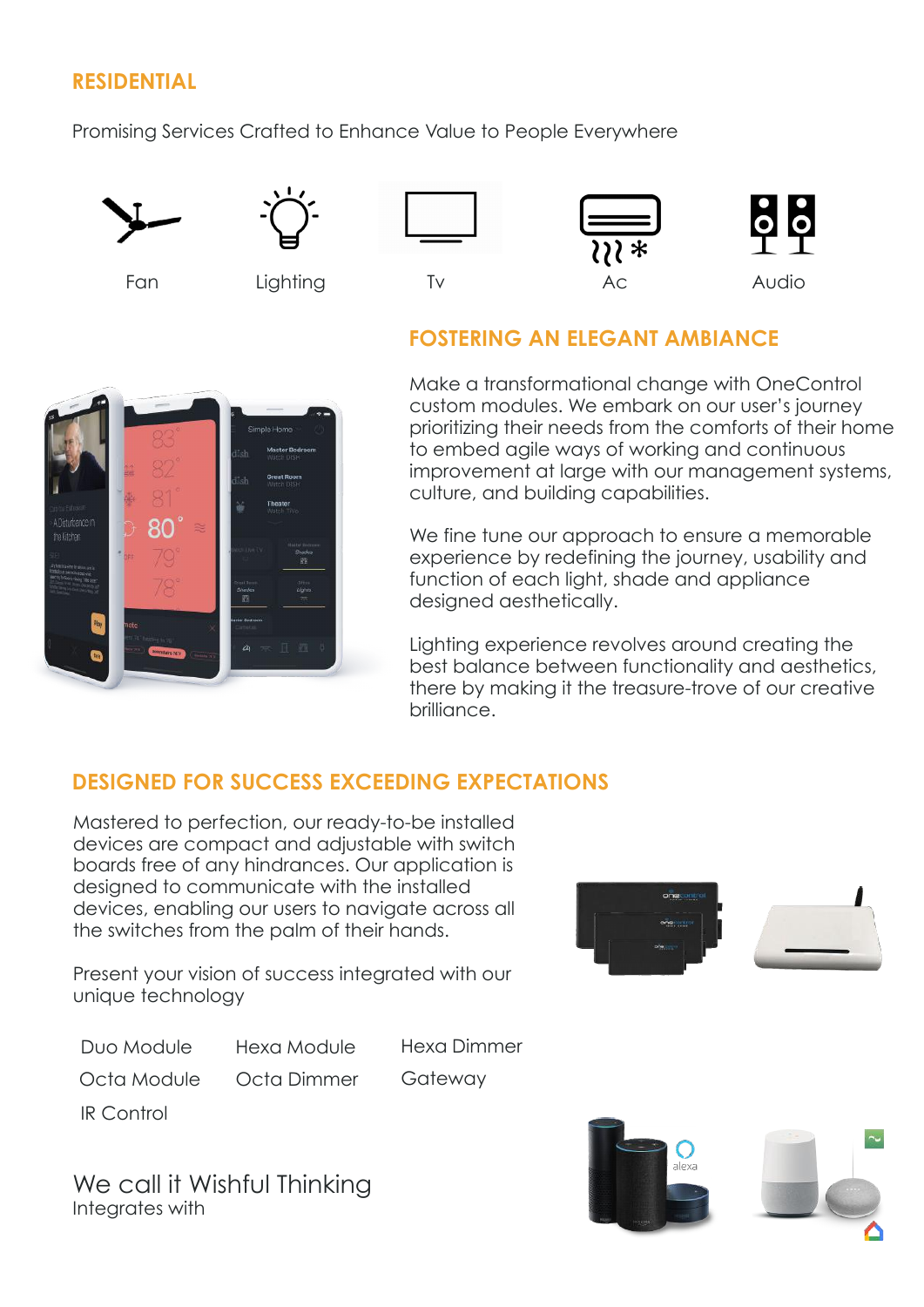## RESIDENTIAL

Promising Services Crafted to Enhance Value to People Everywhere

Fan Lighting Tv Ac Audio

## FOSTERING AN ELEGANT AMBIANCE

Make a transformational change with OneControl custom modules. We embark on our user's journey prioritizing their needs from the comforts of their home to embed agile ways of working and continuous improvement at large with our management systems, culture, and building capabilities.

We fine tune our approach to ensure a memorable experience by redefining the journey, usability and function of each light, shade and appliance designed aesthetically.

Lighting experience revolves around creating the best balance between functionality and aesthetics, there by making it the treasure-trove of our creative brilliance.

## DESIGNED FOR SUCCESS EXCEEDING EXPECTATIONS

Mastered to perfection, our ready-to-be installed devices are compact and adjustable with switch boards free of any hindrances. Our application is designed to communicate with the installed devices, enabling our users to navigate across all the switches from the palm of their hands.

Present your vision of success integrated with our unique technology

- Duo Module
- Hexa Module
- Hexa Dimmer
- Octa Module
- Octa Dimmer
- Gateway
- IR Control

We call it Wishful Thinking

Integrates with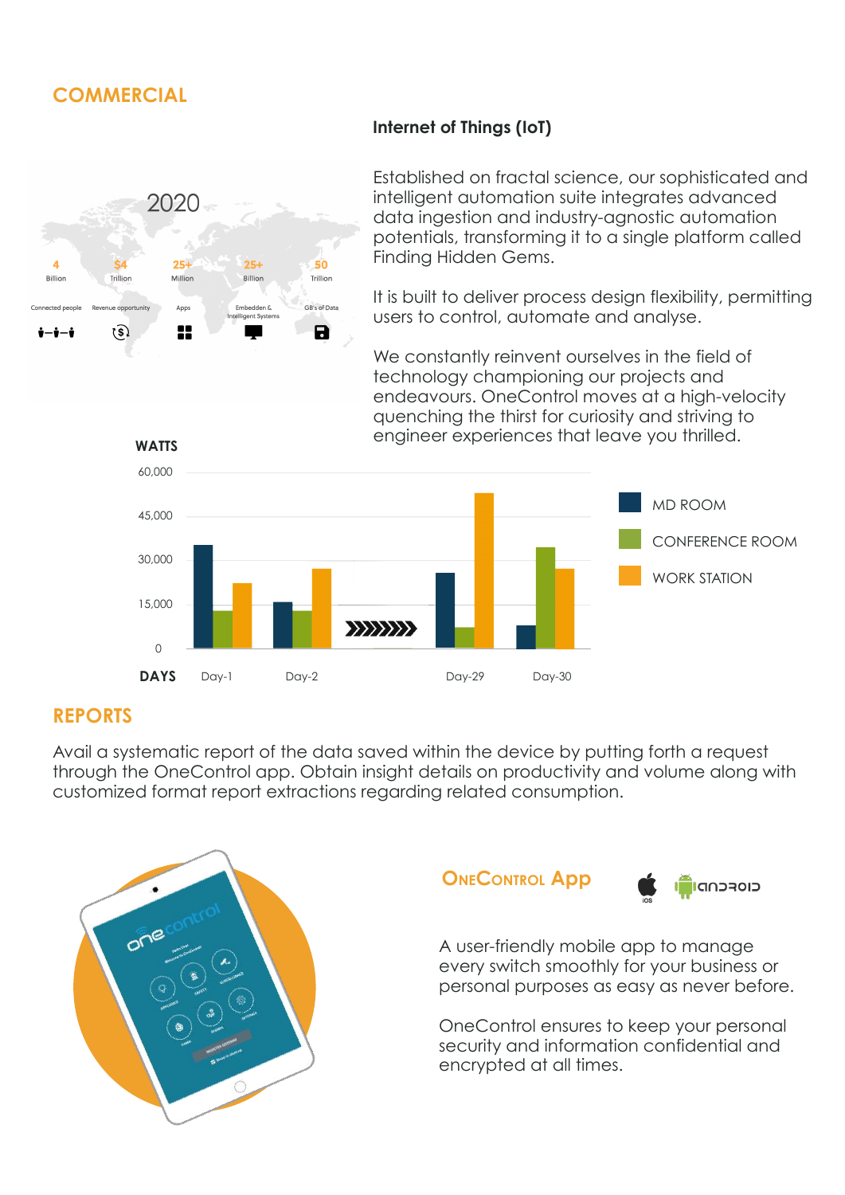## COMMERCIAL

### Internet of Things (IoT)

Established on fractal science, our sophisticated and intelligent automation suite integrates advanced data ingestion and industry-agnostic automation potentials, transforming it to a single platform called Finding Hidden Gems.

It is built to deliver process design flexibility, permitting users to control, automate and analyse.

We constantly reinvent ourselves in the field of technology championing our projects and endeavours. OneControl moves at a high-velocity quenching the thirst for curiosity and striving to engineer experiences that leave you thrilled.

2020

| 4 Billion | $4 Trillion | 25+ Million | 25+ Billion | 50 Trillion |
|---|---|---|---|---|
| Connected people | Revenue opportunity | Apps | Embedden & Intelligent Systems | GB's of Data |

## REPORTS

Avail a systematic report of the data saved within the device by putting forth a request through the OneControl app. Obtain insight details on productivity and volume along with customized format report extractions regarding related consumption.

### OneControl App

A user-friendly mobile app to manage every switch smoothly for your business or personal purposes as easy as never before.

OneControl ensures to keep your personal security and information confidential and encrypted at all times.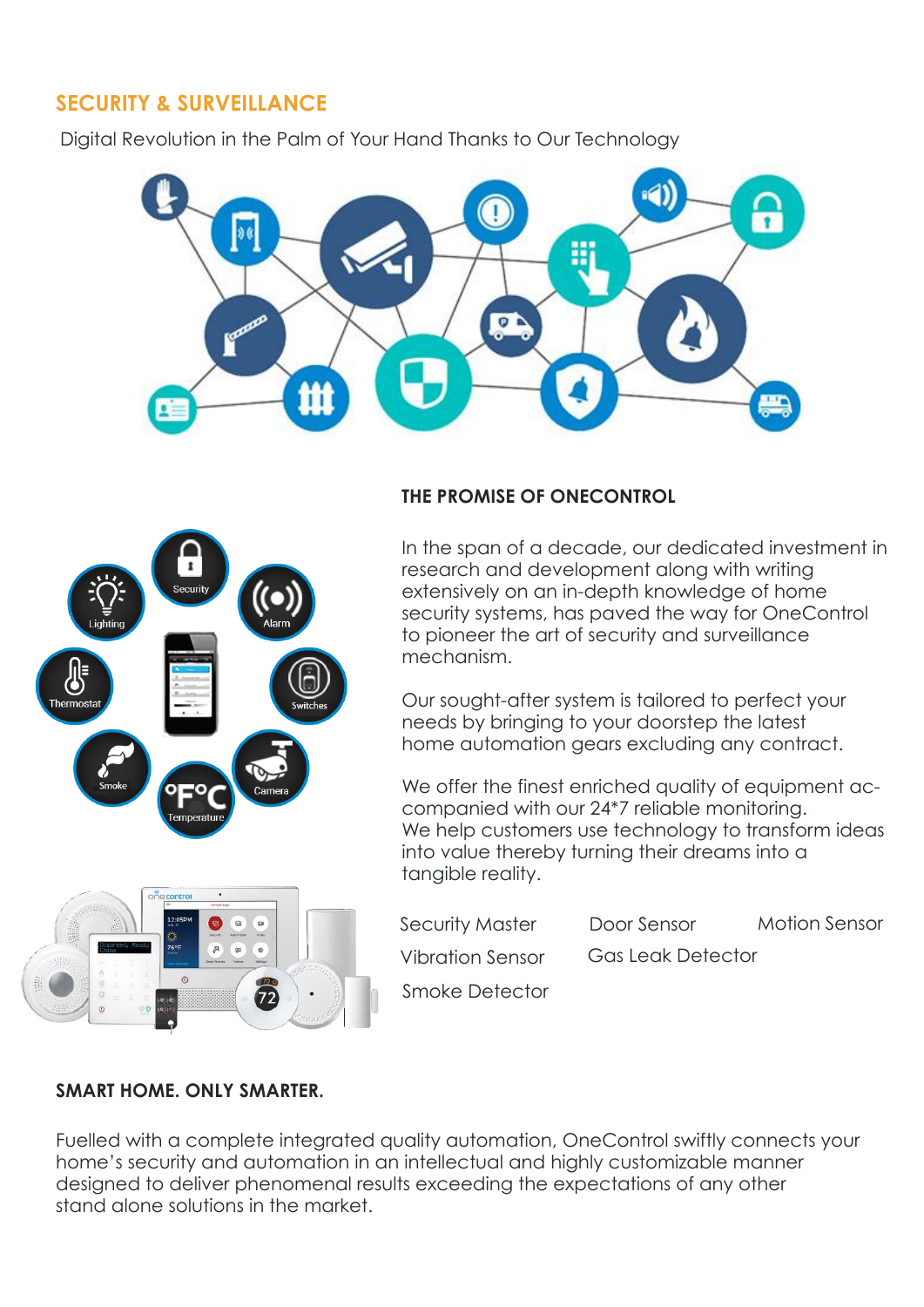## SECURITY & SURVEILLANCE

Digital Revolution in the Palm of Your Hand Thanks to Our Technology

### THE PROMISE OF ONECONTROL

In the span of a decade, our dedicated investment in research and development along with writing extensively on an in-depth knowledge of home security systems, has paved the way for OneControl to pioneer the art of security and surveillance mechanism.

Our sought-after system is tailored to perfect your needs by bringing to your doorstep the latest home automation gears excluding any contract.

We offer the finest enriched quality of equipment accompanied with our 24*7 reliable monitoring.
We help customers use technology to transform ideas into value thereby turning their dreams into a tangible reality.

- Security Master
- Door Sensor
- Motion Sensor
- Vibration Sensor
- Gas Leak Detector
- Smoke Detector

### SMART HOME. ONLY SMARTER.

Fuelled with a complete integrated quality automation, OneControl swiftly connects your home's security and automation in an intellectual and highly customizable manner designed to deliver phenomenal results exceeding the expectations of any other stand alone solutions in the market.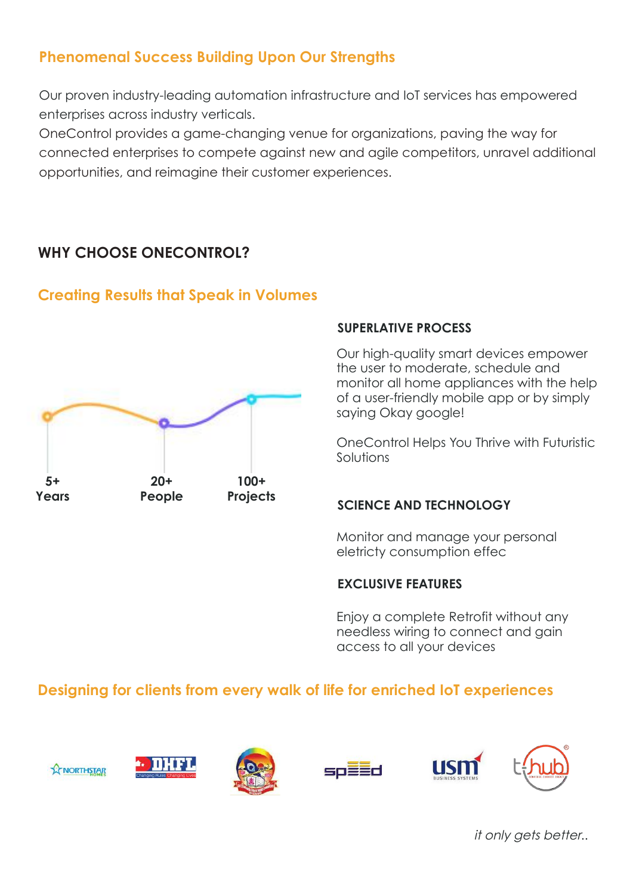## Phenomenal Success Building Upon Our Strengths

Our proven industry-leading automation infrastructure and IoT services has empowered enterprises across industry verticals.
OneControl provides a game-changing venue for organizations, paving the way for connected enterprises to compete against new and agile competitors, unravel additional opportunities, and reimagine their customer experiences.

## WHY CHOOSE ONECONTROL?

### Creating Results that Speak in Volumes

**5+** Years

**20+** People

**100+** Projects

#### SUPERLATIVE PROCESS

Our high-quality smart devices empower the user to moderate, schedule and monitor all home appliances with the help of a user-friendly mobile app or by simply saying Okay google!

OneControl Helps You Thrive with Futuristic Solutions

#### SCIENCE AND TECHNOLOGY

Monitor and manage your personal eletricty consumption effec

#### EXCLUSIVE FEATURES

Enjoy a complete Retrofit without any needless wiring to connect and gain access to all your devices

### Designing for clients from every walk of life for enriched IoT experiences

*it only gets better..*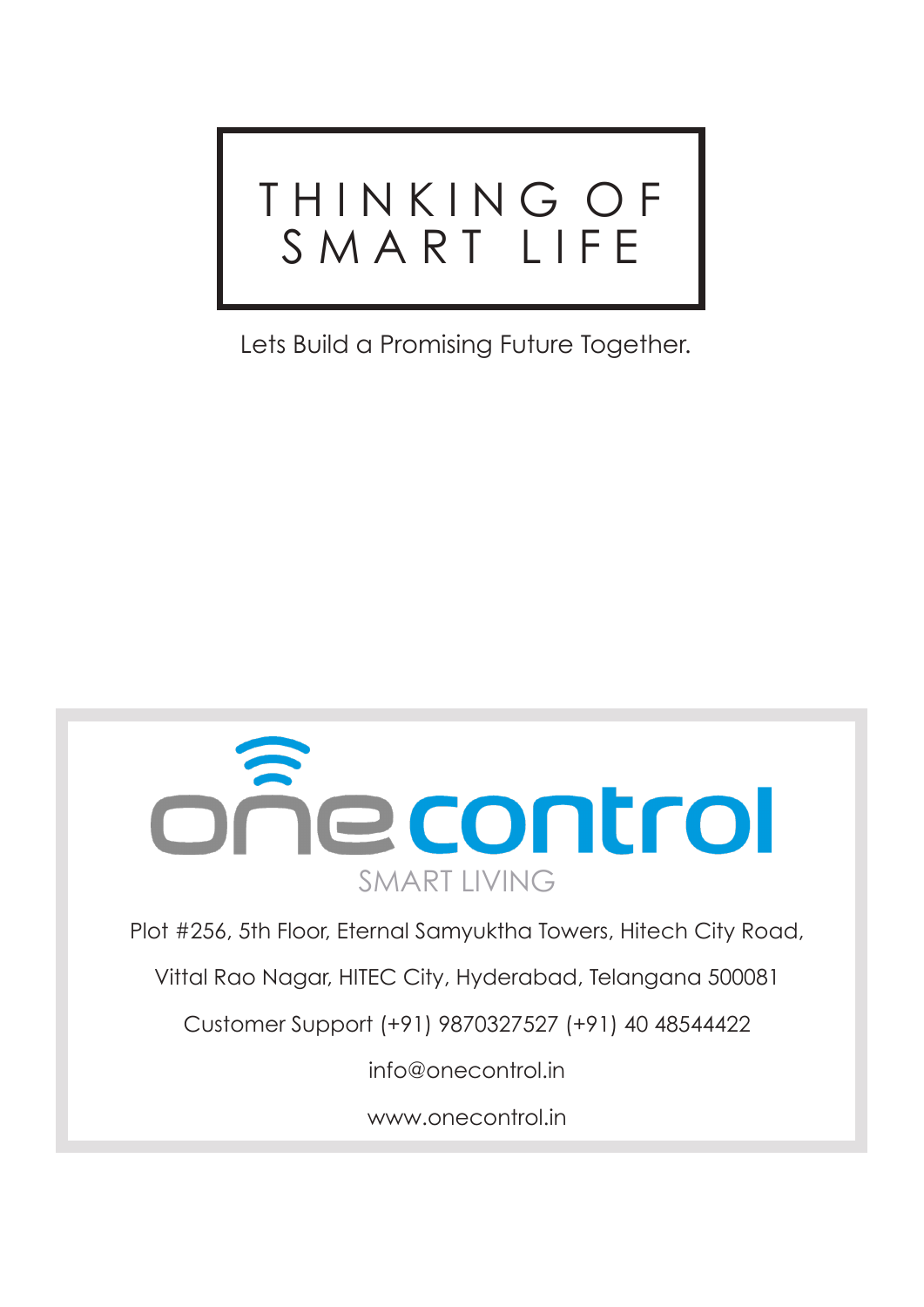# THINKING OF SMART LIFE

Lets Build a Promising Future Together.

onecontrol

SMART LIVING

Plot #256, 5th Floor, Eternal Samyuktha Towers, Hitech City Road,

Vittal Rao Nagar, HITEC City, Hyderabad, Telangana 500081

Customer Support (+91) 9870327527 (+91) 40 48544422

info@onecontrol.in

www.onecontrol.in